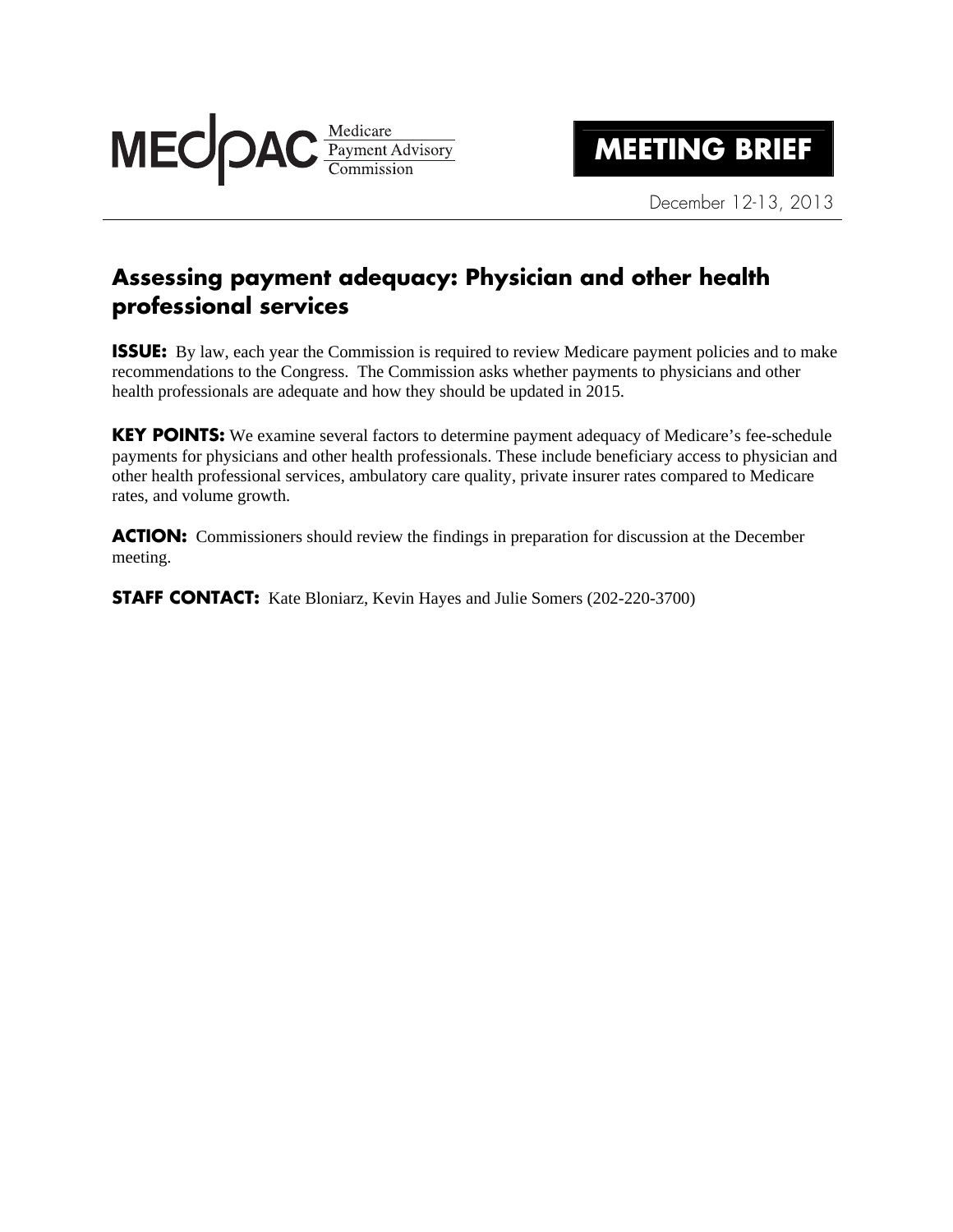MEDPAC Medicare Payment Advisory Commission

**MEETING BRIEF**

December 12-13, 2013

# Assessing payment adequacy: Physician and other health professional services

**ISSUE:** By law, each year the Commission is required to review Medicare payment policies and to make recommendations to the Congress. The Commission asks whether payments to physicians and other health professionals are adequate and how they should be updated in 2015.

**KEY POINTS:** We examine several factors to determine payment adequacy of Medicare's fee-schedule payments for physicians and other health professionals. These include beneficiary access to physician and other health professional services, ambulatory care quality, private insurer rates compared to Medicare rates, and volume growth.

**ACTION:** Commissioners should review the findings in preparation for discussion at the December meeting.

**STAFF CONTACT:** Kate Bloniarz, Kevin Hayes and Julie Somers (202-220-3700)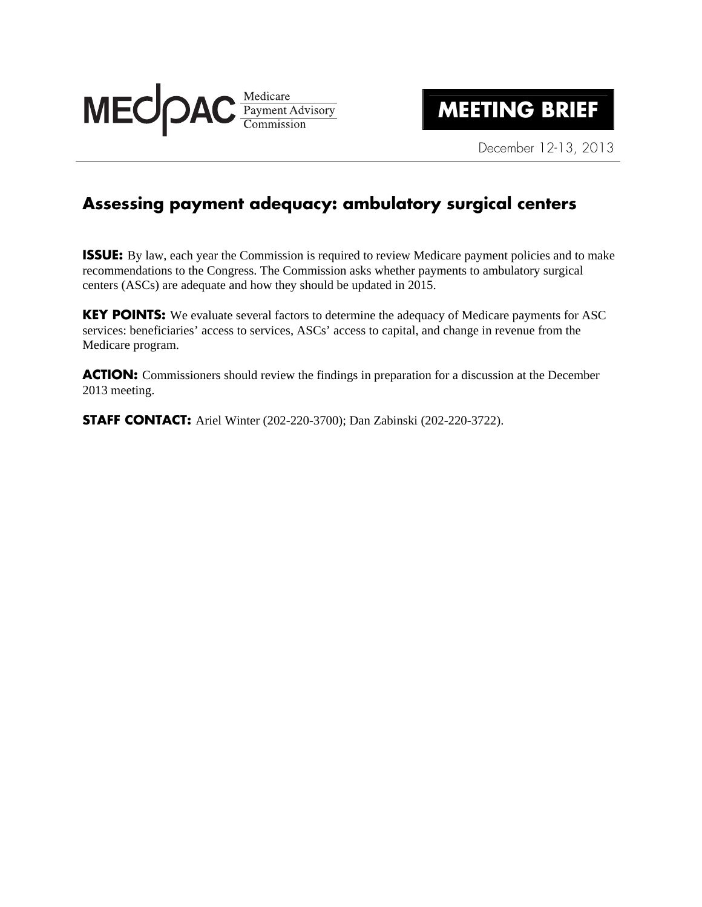MEDPAC Medicare Payment Advisory Commission

**MEETING BRIEF**

December 12-13, 2013

## Assessing payment adequacy: ambulatory surgical centers

**ISSUE:** By law, each year the Commission is required to review Medicare payment policies and to make recommendations to the Congress. The Commission asks whether payments to ambulatory surgical centers (ASCs) are adequate and how they should be updated in 2015.

**KEY POINTS:** We evaluate several factors to determine the adequacy of Medicare payments for ASC services: beneficiaries' access to services, ASCs' access to capital, and change in revenue from the Medicare program.

**ACTION:** Commissioners should review the findings in preparation for a discussion at the December 2013 meeting.

**STAFF CONTACT:** Ariel Winter (202-220-3700); Dan Zabinski (202-220-3722).